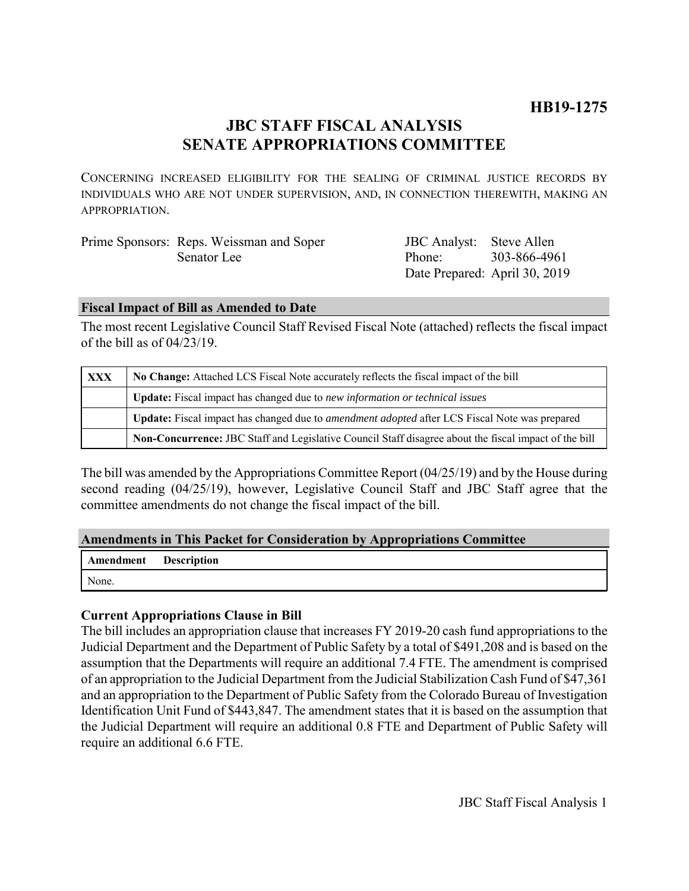**HB19-1275**

# JBC STAFF FISCAL ANALYSIS
# SENATE APPROPRIATIONS COMMITTEE

CONCERNING INCREASED ELIGIBILITY FOR THE SEALING OF CRIMINAL JUSTICE RECORDS BY INDIVIDUALS WHO ARE NOT UNDER SUPERVISION, AND, IN CONNECTION THEREWITH, MAKING AN APPROPRIATION.

Prime Sponsors: Reps. Weissman and Soper
Senator Lee

JBC Analyst: Steve Allen
Phone: 303-866-4961
Date Prepared: April 30, 2019

## Fiscal Impact of Bill as Amended to Date

The most recent Legislative Council Staff Revised Fiscal Note (attached) reflects the fiscal impact of the bill as of 04/23/19.

| | |
|---|---|
| **XXX** | **No Change:** Attached LCS Fiscal Note accurately reflects the fiscal impact of the bill |
| | **Update:** Fiscal impact has changed due to *new information or technical issues* |
| | **Update:** Fiscal impact has changed due to *amendment adopted* after LCS Fiscal Note was prepared |
| | **Non-Concurrence:** JBC Staff and Legislative Council Staff disagree about the fiscal impact of the bill |

The bill was amended by the Appropriations Committee Report (04/25/19) and by the House during second reading (04/25/19), however, Legislative Council Staff and JBC Staff agree that the committee amendments do not change the fiscal impact of the bill.

## Amendments in This Packet for Consideration by Appropriations Committee

| Amendment | Description |
|---|---|
| None. | |

### Current Appropriations Clause in Bill

The bill includes an appropriation clause that increases FY 2019-20 cash fund appropriations to the Judicial Department and the Department of Public Safety by a total of $491,208 and is based on the assumption that the Departments will require an additional 7.4 FTE. The amendment is comprised of an appropriation to the Judicial Department from the Judicial Stabilization Cash Fund of $47,361 and an appropriation to the Department of Public Safety from the Colorado Bureau of Investigation Identification Unit Fund of $443,847. The amendment states that it is based on the assumption that the Judicial Department will require an additional 0.8 FTE and Department of Public Safety will require an additional 6.6 FTE.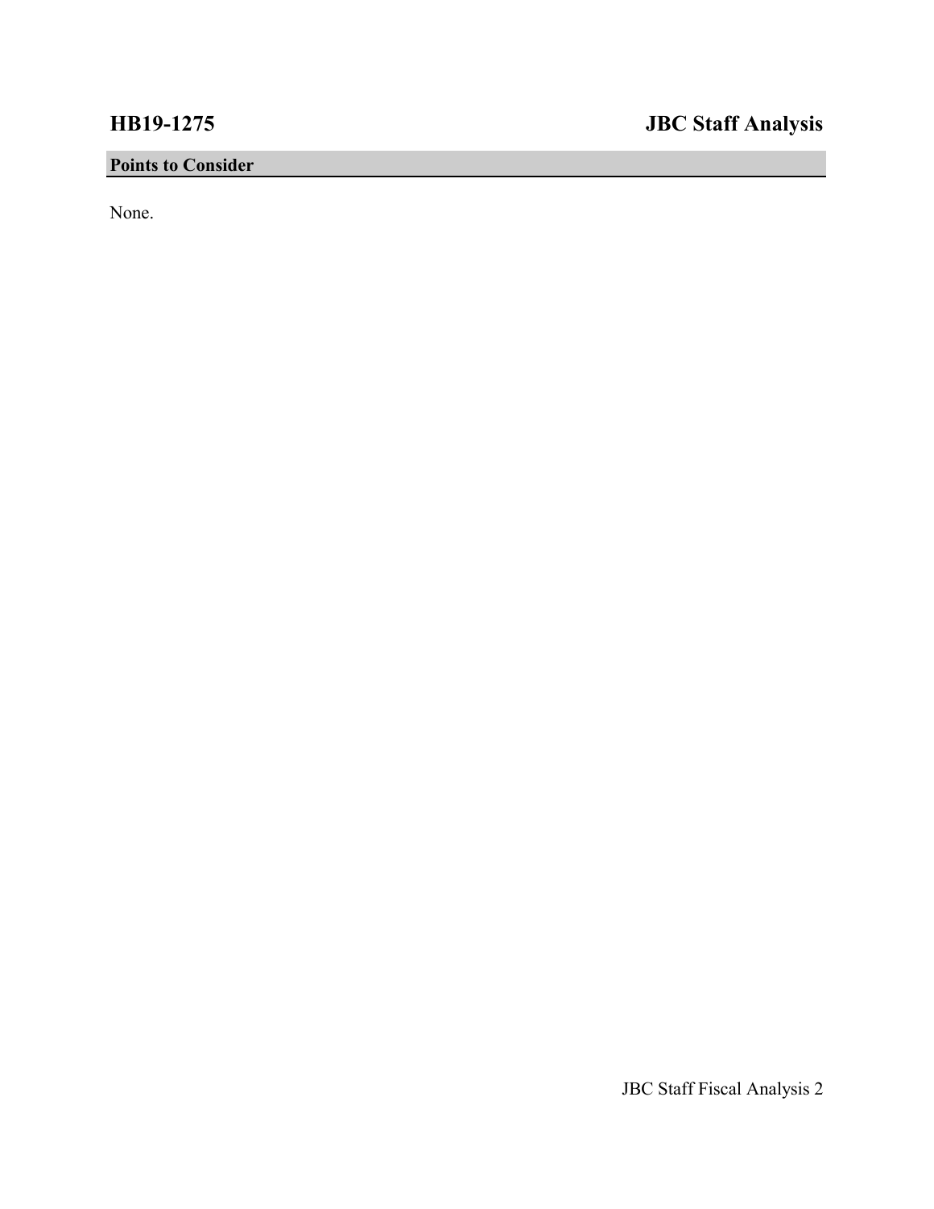## Points to Consider

None.